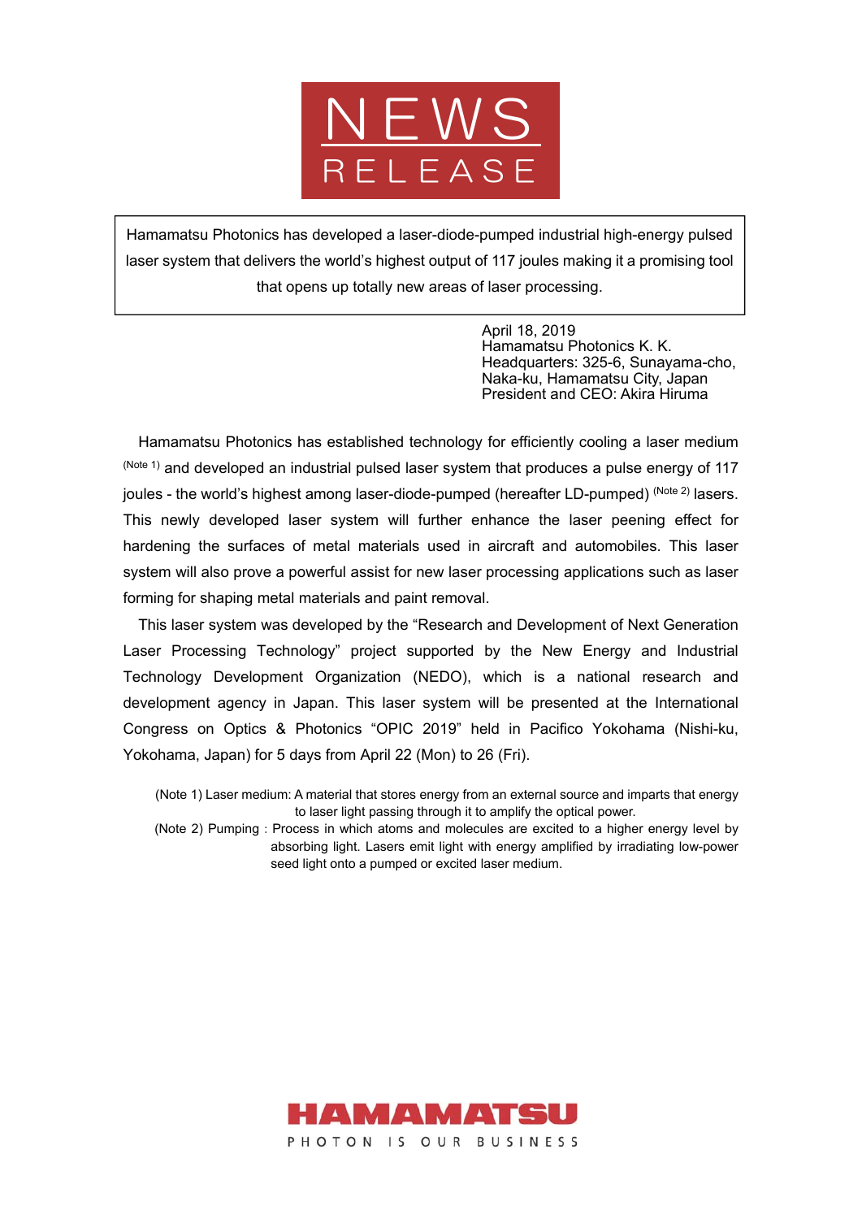# NEWS RELEASE

Hamamatsu Photonics has developed a laser-diode-pumped industrial high-energy pulsed laser system that delivers the world's highest output of 117 joules making it a promising tool that opens up totally new areas of laser processing.

April 18, 2019
Hamamatsu Photonics K. K.
Headquarters: 325-6, Sunayama-cho,
Naka-ku, Hamamatsu City, Japan
President and CEO: Akira Hiruma

Hamamatsu Photonics has established technology for efficiently cooling a laser medium [Note 1] and developed an industrial pulsed laser system that produces a pulse energy of 117 joules - the world's highest among laser-diode-pumped (hereafter LD-pumped) [Note 2] lasers. This newly developed laser system will further enhance the laser peening effect for hardening the surfaces of metal materials used in aircraft and automobiles. This laser system will also prove a powerful assist for new laser processing applications such as laser forming for shaping metal materials and paint removal.

This laser system was developed by the "Research and Development of Next Generation Laser Processing Technology" project supported by the New Energy and Industrial Technology Development Organization (NEDO), which is a national research and development agency in Japan. This laser system will be presented at the International Congress on Optics & Photonics "OPIC 2019" held in Pacifico Yokohama (Nishi-ku, Yokohama, Japan) for 5 days from April 22 (Mon) to 26 (Fri).

(Note 1) Laser medium: A material that stores energy from an external source and imparts that energy to laser light passing through it to amplify the optical power.

(Note 2) Pumping : Process in which atoms and molecules are excited to a higher energy level by absorbing light. Lasers emit light with energy amplified by irradiating low-power seed light onto a pumped or excited laser medium.

HAMAMATSU
PHOTON IS OUR BUSINESS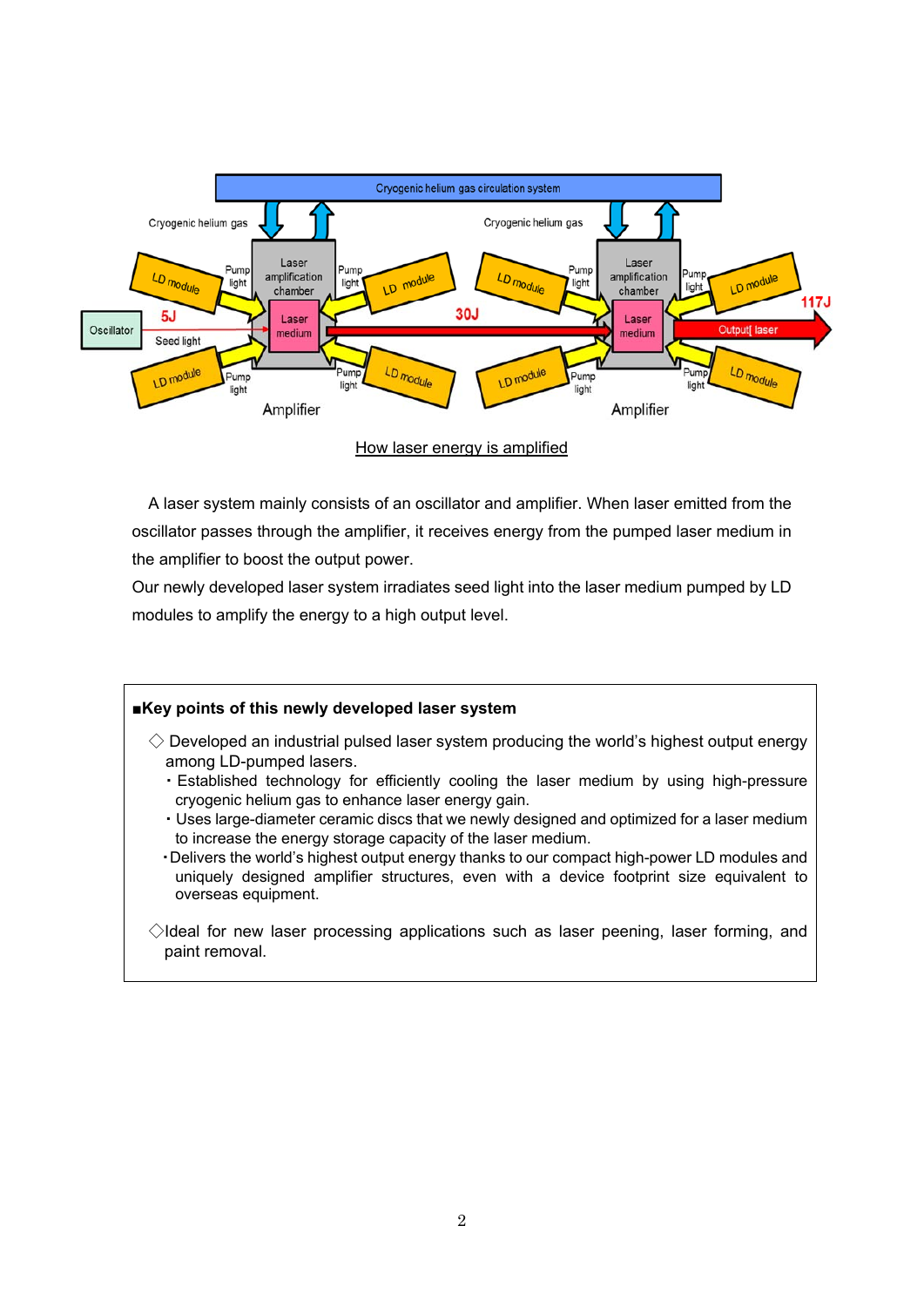How laser energy is amplified

A laser system mainly consists of an oscillator and amplifier. When laser emitted from the oscillator passes through the amplifier, it receives energy from the pumped laser medium in the amplifier to boost the output power.
Our newly developed laser system irradiates seed light into the laser medium pumped by LD modules to amplify the energy to a high output level.

**■Key points of this newly developed laser system**

◇ Developed an industrial pulsed laser system producing the world's highest output energy among LD-pumped lasers.
- Established technology for efficiently cooling the laser medium by using high-pressure cryogenic helium gas to enhance laser energy gain.
- Uses large-diameter ceramic discs that we newly designed and optimized for a laser medium to increase the energy storage capacity of the laser medium.
- Delivers the world's highest output energy thanks to our compact high-power LD modules and uniquely designed amplifier structures, even with a device footprint size equivalent to overseas equipment.

◇Ideal for new laser processing applications such as laser peening, laser forming, and paint removal.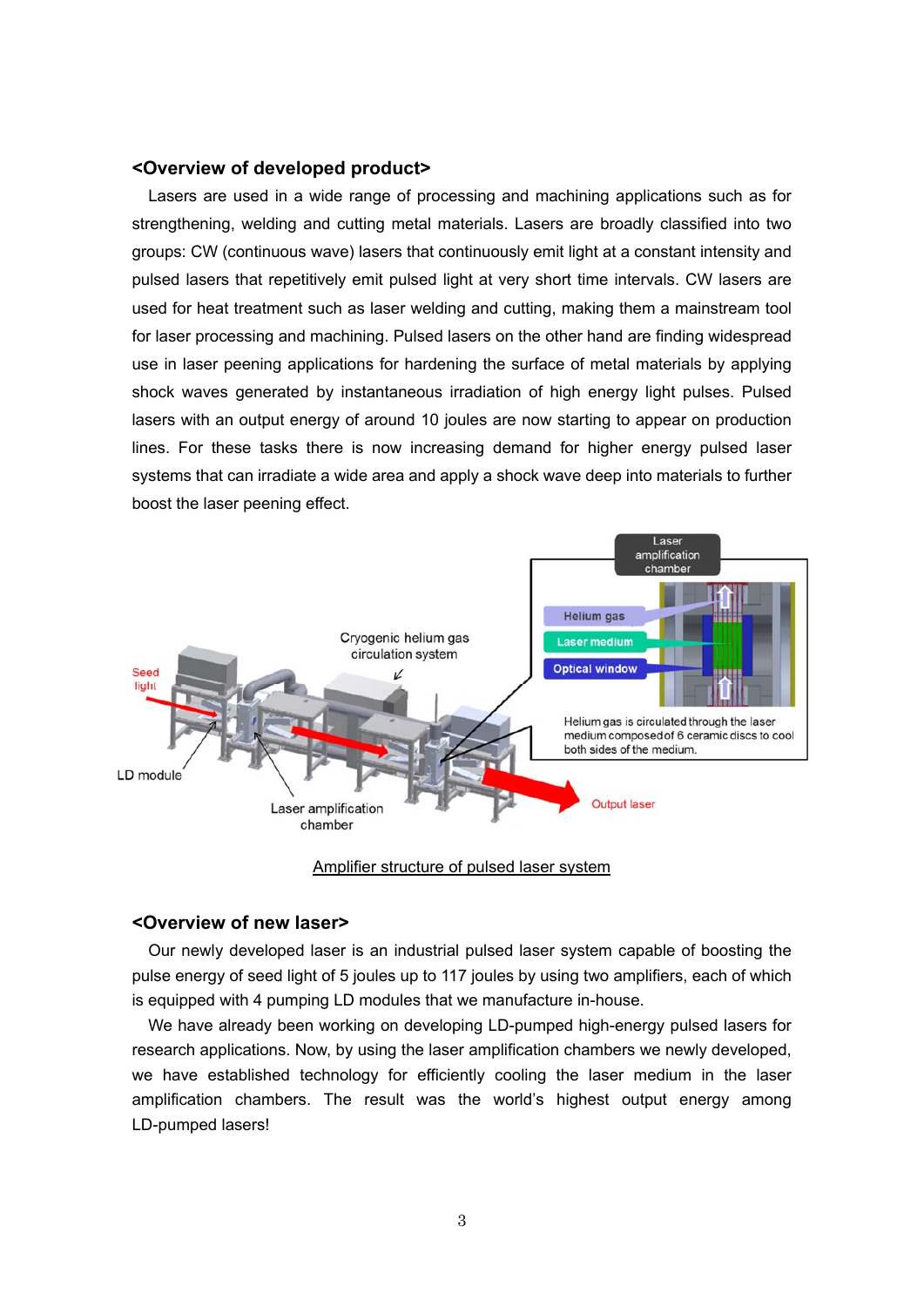## <Overview of developed product>

Lasers are used in a wide range of processing and machining applications such as for strengthening, welding and cutting metal materials. Lasers are broadly classified into two groups: CW (continuous wave) lasers that continuously emit light at a constant intensity and pulsed lasers that repetitively emit pulsed light at very short time intervals. CW lasers are used for heat treatment such as laser welding and cutting, making them a mainstream tool for laser processing and machining. Pulsed lasers on the other hand are finding widespread use in laser peening applications for hardening the surface of metal materials by applying shock waves generated by instantaneous irradiation of high energy light pulses. Pulsed lasers with an output energy of around 10 joules are now starting to appear on production lines. For these tasks there is now increasing demand for higher energy pulsed laser systems that can irradiate a wide area and apply a shock wave deep into materials to further boost the laser peening effect.

Amplifier structure of pulsed laser system

## <Overview of new laser>

Our newly developed laser is an industrial pulsed laser system capable of boosting the pulse energy of seed light of 5 joules up to 117 joules by using two amplifiers, each of which is equipped with 4 pumping LD modules that we manufacture in-house.

We have already been working on developing LD-pumped high-energy pulsed lasers for research applications. Now, by using the laser amplification chambers we newly developed, we have established technology for efficiently cooling the laser medium in the laser amplification chambers. The result was the world's highest output energy among LD-pumped lasers!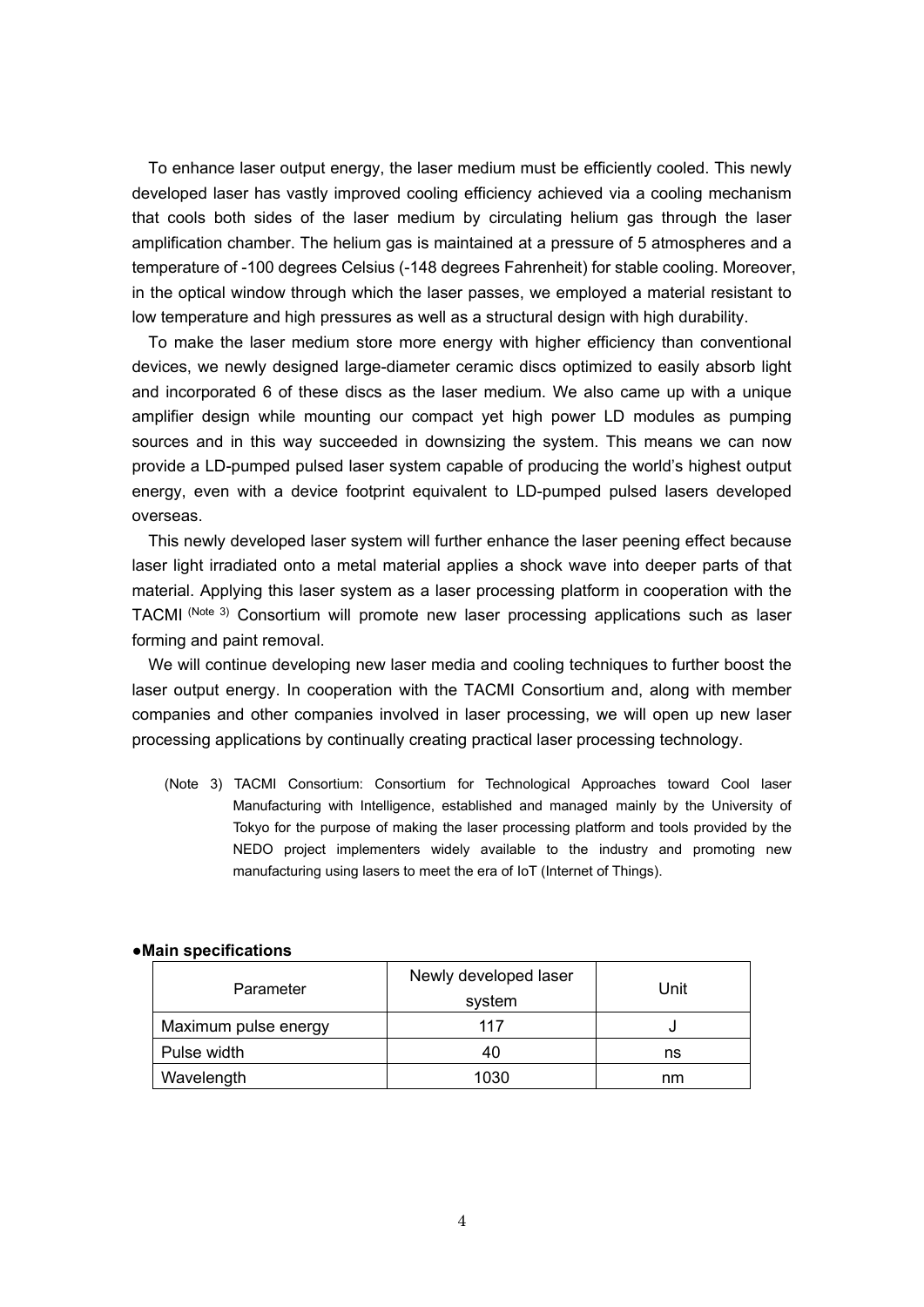To enhance laser output energy, the laser medium must be efficiently cooled. This newly developed laser has vastly improved cooling efficiency achieved via a cooling mechanism that cools both sides of the laser medium by circulating helium gas through the laser amplification chamber. The helium gas is maintained at a pressure of 5 atmospheres and a temperature of -100 degrees Celsius (-148 degrees Fahrenheit) for stable cooling. Moreover, in the optical window through which the laser passes, we employed a material resistant to low temperature and high pressures as well as a structural design with high durability.

To make the laser medium store more energy with higher efficiency than conventional devices, we newly designed large-diameter ceramic discs optimized to easily absorb light and incorporated 6 of these discs as the laser medium. We also came up with a unique amplifier design while mounting our compact yet high power LD modules as pumping sources and in this way succeeded in downsizing the system. This means we can now provide a LD-pumped pulsed laser system capable of producing the world's highest output energy, even with a device footprint equivalent to LD-pumped pulsed lasers developed overseas.

This newly developed laser system will further enhance the laser peening effect because laser light irradiated onto a metal material applies a shock wave into deeper parts of that material. Applying this laser system as a laser processing platform in cooperation with the TACMI (Note 3) Consortium will promote new laser processing applications such as laser forming and paint removal.

We will continue developing new laser media and cooling techniques to further boost the laser output energy. In cooperation with the TACMI Consortium and, along with member companies and other companies involved in laser processing, we will open up new laser processing applications by continually creating practical laser processing technology.

(Note 3) TACMI Consortium: Consortium for Technological Approaches toward Cool laser Manufacturing with Intelligence, established and managed mainly by the University of Tokyo for the purpose of making the laser processing platform and tools provided by the NEDO project implementers widely available to the industry and promoting new manufacturing using lasers to meet the era of IoT (Internet of Things).

**●Main specifications**

| Parameter | Newly developed laser system | Unit |
| --- | --- | --- |
| Maximum pulse energy | 117 | J |
| Pulse width | 40 | ns |
| Wavelength | 1030 | nm |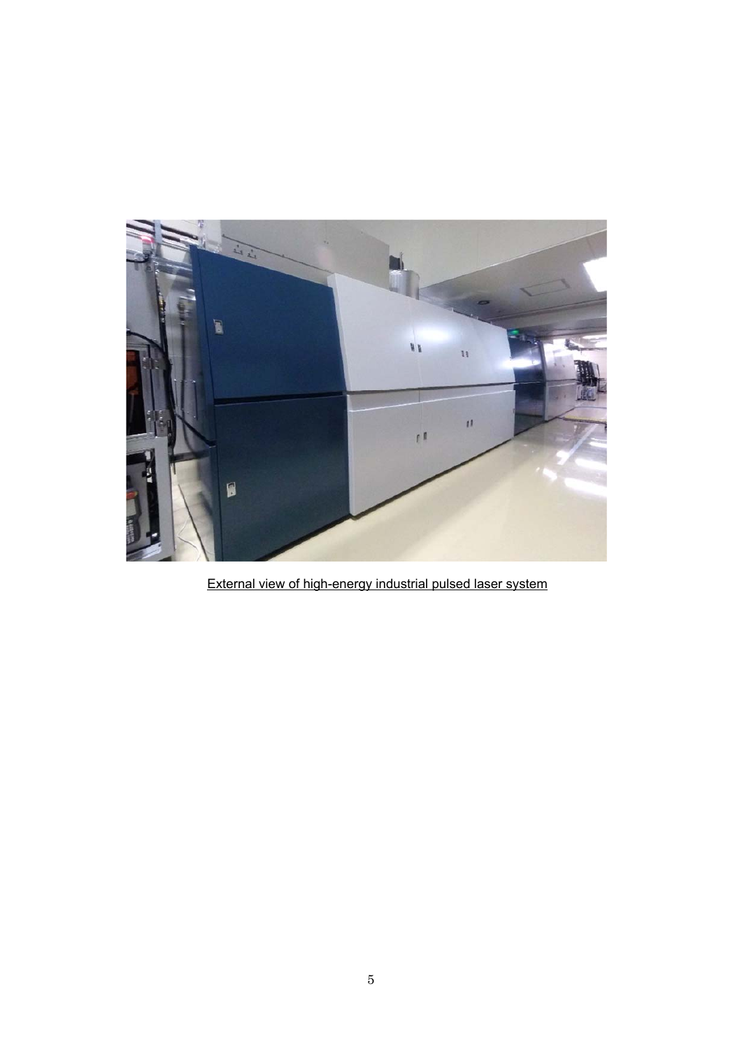External view of high-energy industrial pulsed laser system